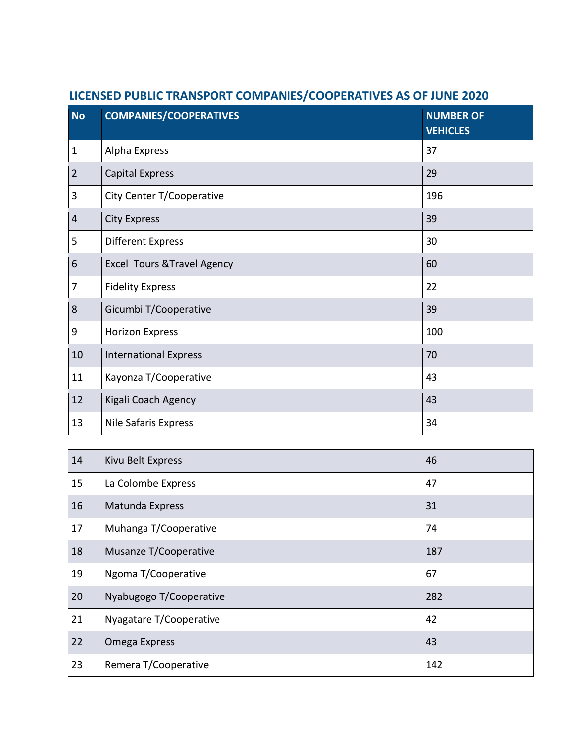## LICENSED PUBLIC TRANSPORT COMPANIES/COOPERATIVES AS OF JUNE 2020

| No | COMPANIES/COOPERATIVES | NUMBER OF VEHICLES |
|---|---|---|
| 1 | Alpha Express | 37 |
| 2 | Capital Express | 29 |
| 3 | City Center T/Cooperative | 196 |
| 4 | City Express | 39 |
| 5 | Different Express | 30 |
| 6 | Excel Tours &Travel Agency | 60 |
| 7 | Fidelity Express | 22 |
| 8 | Gicumbi T/Cooperative | 39 |
| 9 | Horizon Express | 100 |
| 10 | International Express | 70 |
| 11 | Kayonza T/Cooperative | 43 |
| 12 | Kigali Coach Agency | 43 |
| 13 | Nile Safaris Express | 34 |
| 14 | Kivu Belt Express | 46 |
| 15 | La Colombe Express | 47 |
| 16 | Matunda Express | 31 |
| 17 | Muhanga T/Cooperative | 74 |
| 18 | Musanze T/Cooperative | 187 |
| 19 | Ngoma T/Cooperative | 67 |
| 20 | Nyabugogo T/Cooperative | 282 |
| 21 | Nyagatare T/Cooperative | 42 |
| 22 | Omega Express | 43 |
| 23 | Remera T/Cooperative | 142 |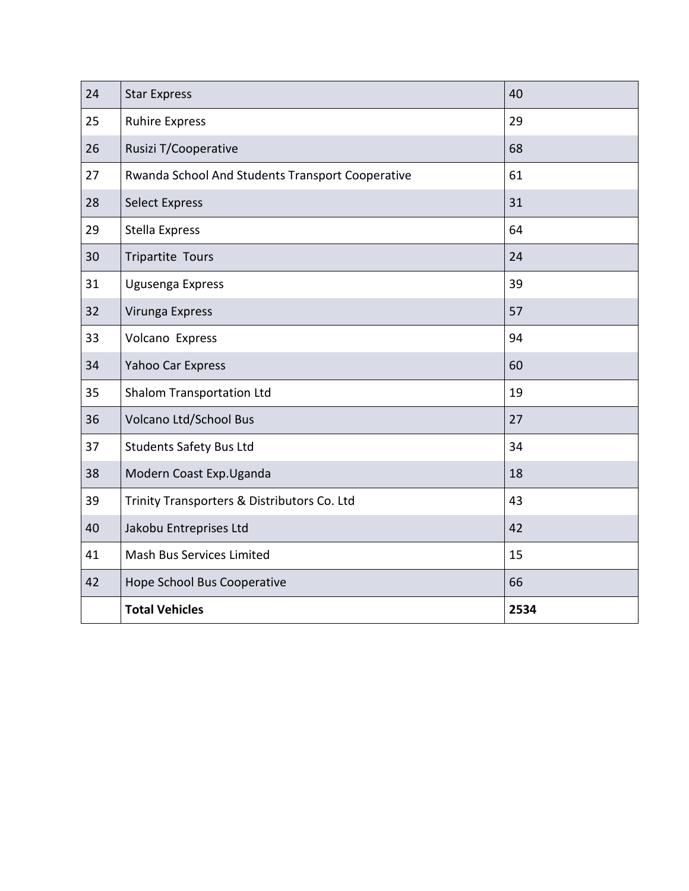| | | |
|---|---|---|
| 24 | Star Express | 40 |
| 25 | Ruhire Express | 29 |
| 26 | Rusizi T/Cooperative | 68 |
| 27 | Rwanda School And Students Transport Cooperative | 61 |
| 28 | Select Express | 31 |
| 29 | Stella Express | 64 |
| 30 | Tripartite  Tours | 24 |
| 31 | Ugusenga Express | 39 |
| 32 | Virunga Express | 57 |
| 33 | Volcano  Express | 94 |
| 34 | Yahoo Car Express | 60 |
| 35 | Shalom Transportation Ltd | 19 |
| 36 | Volcano Ltd/School Bus | 27 |
| 37 | Students Safety Bus Ltd | 34 |
| 38 | Modern Coast Exp.Uganda | 18 |
| 39 | Trinity Transporters & Distributors Co. Ltd | 43 |
| 40 | Jakobu Entreprises Ltd | 42 |
| 41 | Mash Bus Services Limited | 15 |
| 42 | Hope School Bus Cooperative | 66 |
| | **Total Vehicles** | **2534** |